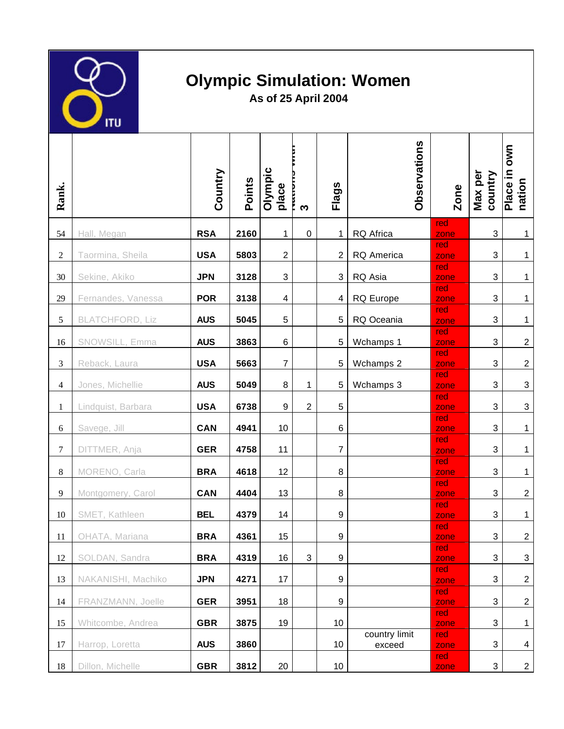# Olympic Simulation: Women

**As of 25 April 2004**

| Rank. | | Country | Points | Olympic place | Nations with 3 | Flags | Observations | Zone | Max per country | Place in own nation |
|---|---|---|---|---|---|---|---|---|---|---|
| 54 | Hall, Megan | **RSA** | **2160** | 1 | 0 | 1 | RQ Africa | red zone | 3 | 1 |
| 2 | Taormina, Sheila | **USA** | **5803** | 2 | | 2 | RQ America | red zone | 3 | 1 |
| 30 | Sekine, Akiko | **JPN** | **3128** | 3 | | 3 | RQ Asia | red zone | 3 | 1 |
| 29 | Fernandes, Vanessa | **POR** | **3138** | 4 | | 4 | RQ Europe | red zone | 3 | 1 |
| 5 | BLATCHFORD, Liz | **AUS** | **5045** | 5 | | 5 | RQ Oceania | red zone | 3 | 1 |
| 16 | SNOWSILL, Emma | **AUS** | **3863** | 6 | | 5 | Wchamps 1 | red zone | 3 | 2 |
| 3 | Reback, Laura | **USA** | **5663** | 7 | | 5 | Wchamps 2 | red zone | 3 | 2 |
| 4 | Jones, Michellie | **AUS** | **5049** | 8 | 1 | 5 | Wchamps 3 | red zone | 3 | 3 |
| 1 | Lindquist, Barbara | **USA** | **6738** | 9 | 2 | 5 | | red zone | 3 | 3 |
| 6 | Savege, Jill | **CAN** | **4941** | 10 | | 6 | | red zone | 3 | 1 |
| 7 | DITTMER, Anja | **GER** | **4758** | 11 | | 7 | | red zone | 3 | 1 |
| 8 | MORENO, Carla | **BRA** | **4618** | 12 | | 8 | | red zone | 3 | 1 |
| 9 | Montgomery, Carol | **CAN** | **4404** | 13 | | 8 | | red zone | 3 | 2 |
| 10 | SMET, Kathleen | **BEL** | **4379** | 14 | | 9 | | red zone | 3 | 1 |
| 11 | OHATA, Mariana | **BRA** | **4361** | 15 | | 9 | | red zone | 3 | 2 |
| 12 | SOLDAN, Sandra | **BRA** | **4319** | 16 | 3 | 9 | | red zone | 3 | 3 |
| 13 | NAKANISHI, Machiko | **JPN** | **4271** | 17 | | 9 | | red zone | 3 | 2 |
| 14 | FRANZMANN, Joelle | **GER** | **3951** | 18 | | 9 | | red zone | 3 | 2 |
| 15 | Whitcombe, Andrea | **GBR** | **3875** | 19 | | 10 | | red zone | 3 | 1 |
| 17 | Harrop, Loretta | **AUS** | **3860** | | | 10 | country limit exceed | red zone | 3 | 4 |
| 18 | Dillon, Michelle | **GBR** | **3812** | 20 | | 10 | | red zone | 3 | 2 |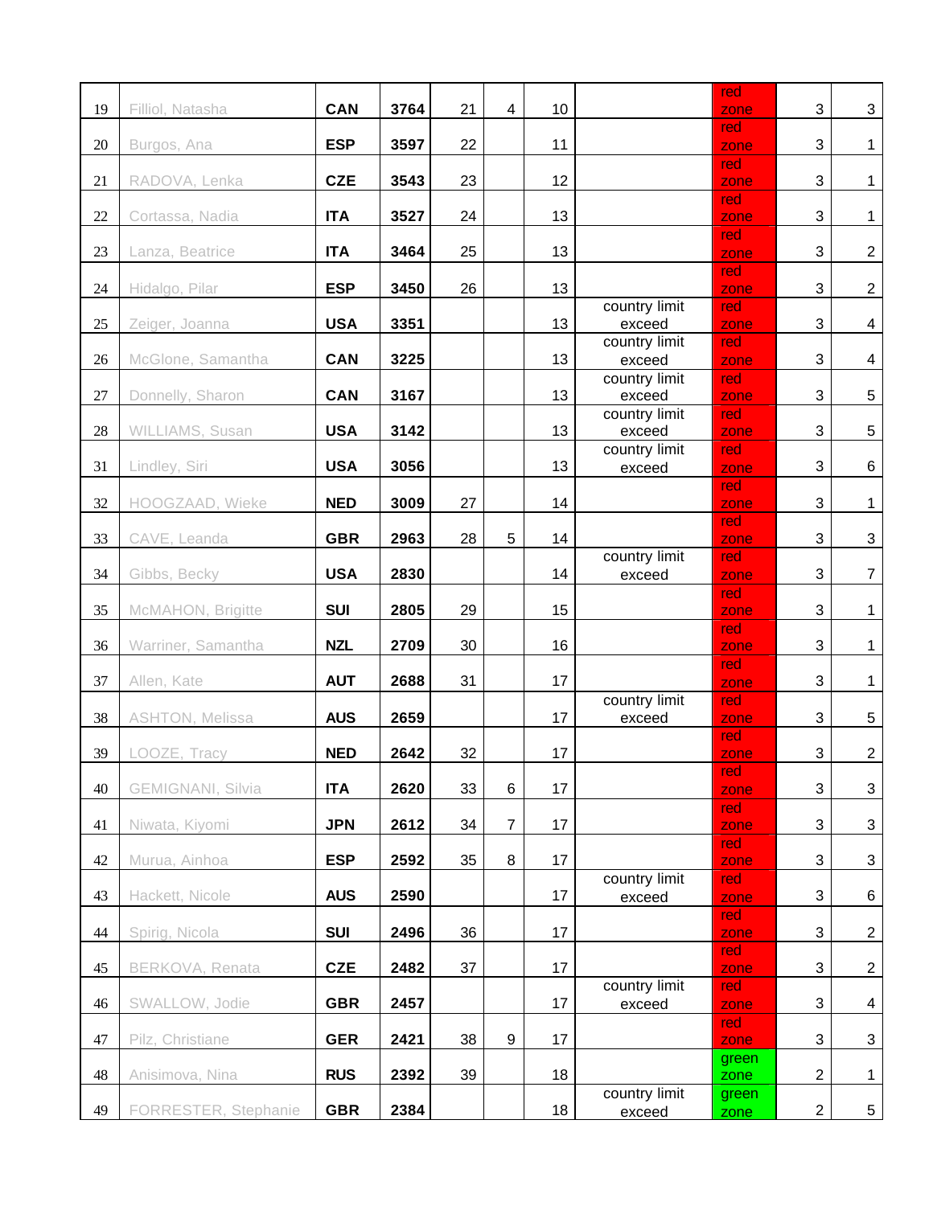| | | | | | | | | | | |
|---|---|---|---|---|---|---|---|---|---|---|
| 19 | Filliol, Natasha | **CAN** | **3764** | 21 | 4 | 10 | | red zone | 3 | 3 |
| 20 | Burgos, Ana | **ESP** | **3597** | 22 | | 11 | | red zone | 3 | 1 |
| 21 | RADOVA, Lenka | **CZE** | **3543** | 23 | | 12 | | red zone | 3 | 1 |
| 22 | Cortassa, Nadia | **ITA** | **3527** | 24 | | 13 | | red zone | 3 | 1 |
| 23 | Lanza, Beatrice | **ITA** | **3464** | 25 | | 13 | | red zone | 3 | 2 |
| 24 | Hidalgo, Pilar | **ESP** | **3450** | 26 | | 13 | | red zone | 3 | 2 |
| 25 | Zeiger, Joanna | **USA** | **3351** | | | 13 | country limit exceed | red zone | 3 | 4 |
| 26 | McGlone, Samantha | **CAN** | **3225** | | | 13 | country limit exceed | red zone | 3 | 4 |
| 27 | Donnelly, Sharon | **CAN** | **3167** | | | 13 | country limit exceed | red zone | 3 | 5 |
| 28 | WILLIAMS, Susan | **USA** | **3142** | | | 13 | country limit exceed | red zone | 3 | 5 |
| 31 | Lindley, Siri | **USA** | **3056** | | | 13 | country limit exceed | red zone | 3 | 6 |
| 32 | HOOGZAAD, Wieke | **NED** | **3009** | 27 | | 14 | | red zone | 3 | 1 |
| 33 | CAVE, Leanda | **GBR** | **2963** | 28 | 5 | 14 | | red zone | 3 | 3 |
| 34 | Gibbs, Becky | **USA** | **2830** | | | 14 | country limit exceed | red zone | 3 | 7 |
| 35 | McMAHON, Brigitte | **SUI** | **2805** | 29 | | 15 | | red zone | 3 | 1 |
| 36 | Warriner, Samantha | **NZL** | **2709** | 30 | | 16 | | red zone | 3 | 1 |
| 37 | Allen, Kate | **AUT** | **2688** | 31 | | 17 | | red zone | 3 | 1 |
| 38 | ASHTON, Melissa | **AUS** | **2659** | | | 17 | country limit exceed | red zone | 3 | 5 |
| 39 | LOOZE, Tracy | **NED** | **2642** | 32 | | 17 | | red zone | 3 | 2 |
| 40 | GEMIGNANI, Silvia | **ITA** | **2620** | 33 | 6 | 17 | | red zone | 3 | 3 |
| 41 | Niwata, Kiyomi | **JPN** | **2612** | 34 | 7 | 17 | | red zone | 3 | 3 |
| 42 | Murua, Ainhoa | **ESP** | **2592** | 35 | 8 | 17 | | red zone | 3 | 3 |
| 43 | Hackett, Nicole | **AUS** | **2590** | | | 17 | country limit exceed | red zone | 3 | 6 |
| 44 | Spirig, Nicola | **SUI** | **2496** | 36 | | 17 | | red zone | 3 | 2 |
| 45 | BERKOVA, Renata | **CZE** | **2482** | 37 | | 17 | | red zone | 3 | 2 |
| 46 | SWALLOW, Jodie | **GBR** | **2457** | | | 17 | country limit exceed | red zone | 3 | 4 |
| 47 | Pilz, Christiane | **GER** | **2421** | 38 | 9 | 17 | | red zone | 3 | 3 |
| 48 | Anisimova, Nina | **RUS** | **2392** | 39 | | 18 | | green zone | 2 | 1 |
| 49 | FORRESTER, Stephanie | **GBR** | **2384** | | | 18 | country limit exceed | green zone | 2 | 5 |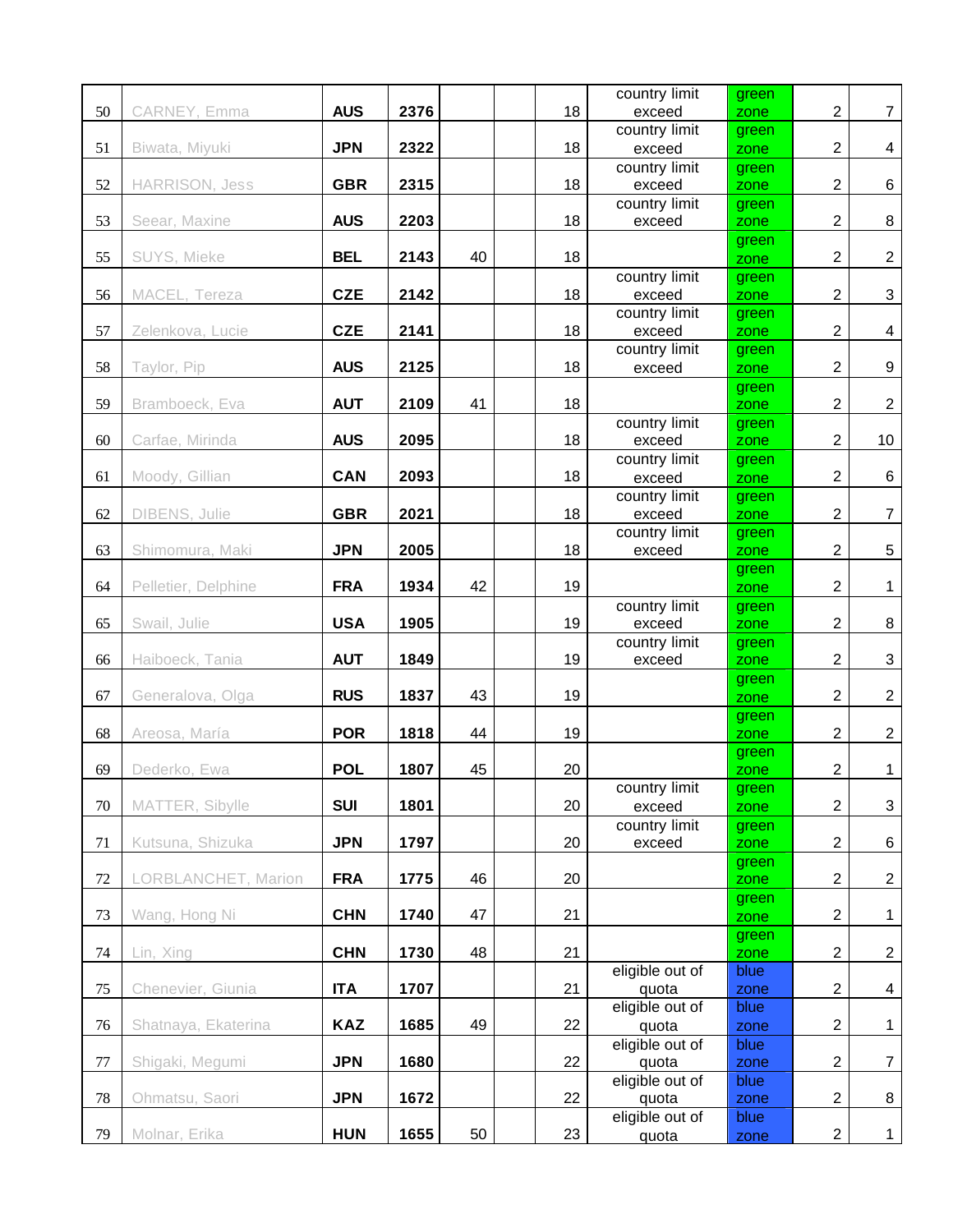| | | | | | | | | | | |
|---|---|---|---|---|---|---|---|---|---|---|
| 50 | CARNEY, Emma | **AUS** | **2376** | | | 18 | country limit exceed | green zone | 2 | 7 |
| 51 | Biwata, Miyuki | **JPN** | **2322** | | | 18 | country limit exceed | green zone | 2 | 4 |
| 52 | HARRISON, Jess | **GBR** | **2315** | | | 18 | country limit exceed | green zone | 2 | 6 |
| 53 | Seear, Maxine | **AUS** | **2203** | | | 18 | country limit exceed | green zone | 2 | 8 |
| 55 | SUYS, Mieke | **BEL** | **2143** | 40 | | 18 | | green zone | 2 | 2 |
| 56 | MACEL, Tereza | **CZE** | **2142** | | | 18 | country limit exceed | green zone | 2 | 3 |
| 57 | Zelenkova, Lucie | **CZE** | **2141** | | | 18 | country limit exceed | green zone | 2 | 4 |
| 58 | Taylor, Pip | **AUS** | **2125** | | | 18 | country limit exceed | green zone | 2 | 9 |
| 59 | Bramboeck, Eva | **AUT** | **2109** | 41 | | 18 | | green zone | 2 | 2 |
| 60 | Carfae, Mirinda | **AUS** | **2095** | | | 18 | country limit exceed | green zone | 2 | 10 |
| 61 | Moody, Gillian | **CAN** | **2093** | | | 18 | country limit exceed | green zone | 2 | 6 |
| 62 | DIBENS, Julie | **GBR** | **2021** | | | 18 | country limit exceed | green zone | 2 | 7 |
| 63 | Shimomura, Maki | **JPN** | **2005** | | | 18 | country limit exceed | green zone | 2 | 5 |
| 64 | Pelletier, Delphine | **FRA** | **1934** | 42 | | 19 | | green zone | 2 | 1 |
| 65 | Swail, Julie | **USA** | **1905** | | | 19 | country limit exceed | green zone | 2 | 8 |
| 66 | Haiboeck, Tania | **AUT** | **1849** | | | 19 | country limit exceed | green zone | 2 | 3 |
| 67 | Generalova, Olga | **RUS** | **1837** | 43 | | 19 | | green zone | 2 | 2 |
| 68 | Areosa, María | **POR** | **1818** | 44 | | 19 | | green zone | 2 | 2 |
| 69 | Dederko, Ewa | **POL** | **1807** | 45 | | 20 | | green zone | 2 | 1 |
| 70 | MATTER, Sibylle | **SUI** | **1801** | | | 20 | country limit exceed | green zone | 2 | 3 |
| 71 | Kutsuna, Shizuka | **JPN** | **1797** | | | 20 | country limit exceed | green zone | 2 | 6 |
| 72 | LORBLANCHET, Marion | **FRA** | **1775** | 46 | | 20 | | green zone | 2 | 2 |
| 73 | Wang, Hong Ni | **CHN** | **1740** | 47 | | 21 | | green zone | 2 | 1 |
| 74 | Lin, Xing | **CHN** | **1730** | 48 | | 21 | | green zone | 2 | 2 |
| 75 | Chenevier, Giunia | **ITA** | **1707** | | | 21 | eligible out of quota | blue zone | 2 | 4 |
| 76 | Shatnaya, Ekaterina | **KAZ** | **1685** | 49 | | 22 | eligible out of quota | blue zone | 2 | 1 |
| 77 | Shigaki, Megumi | **JPN** | **1680** | | | 22 | eligible out of quota | blue zone | 2 | 7 |
| 78 | Ohmatsu, Saori | **JPN** | **1672** | | | 22 | eligible out of quota | blue zone | 2 | 8 |
| 79 | Molnar, Erika | **HUN** | **1655** | 50 | | 23 | eligible out of quota | blue zone | 2 | 1 |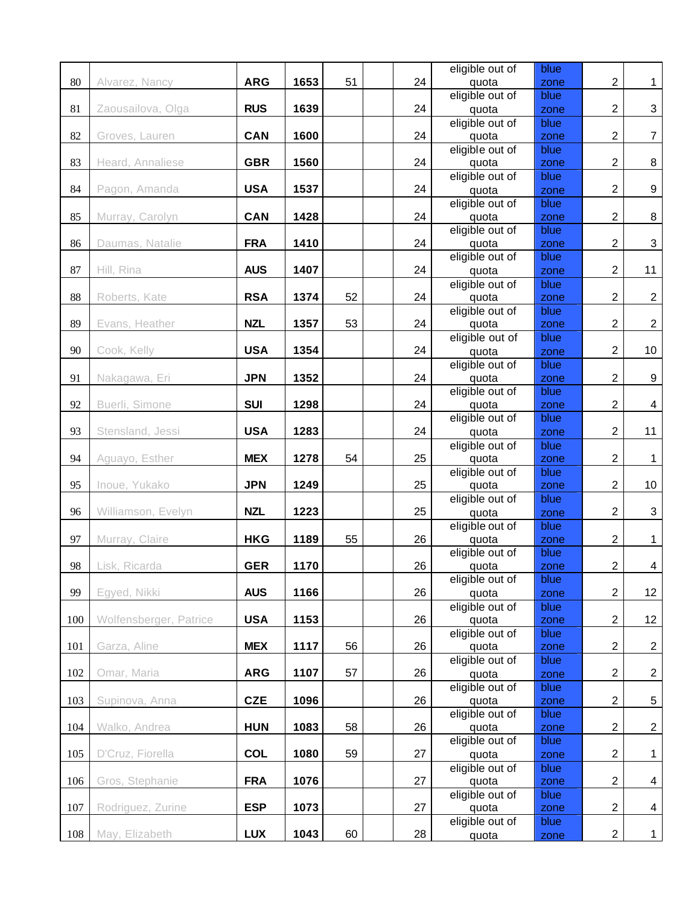| | | | | | | | | | | |
|---|---|---|---|---|---|---|---|---|---|---|
| 80 | Alvarez, Nancy | **ARG** | **1653** | 51 | | 24 | eligible out of quota | blue zone | 2 | 1 |
| 81 | Zaousailova, Olga | **RUS** | **1639** | | | 24 | eligible out of quota | blue zone | 2 | 3 |
| 82 | Groves, Lauren | **CAN** | **1600** | | | 24 | eligible out of quota | blue zone | 2 | 7 |
| 83 | Heard, Annaliese | **GBR** | **1560** | | | 24 | eligible out of quota | blue zone | 2 | 8 |
| 84 | Pagon, Amanda | **USA** | **1537** | | | 24 | eligible out of quota | blue zone | 2 | 9 |
| 85 | Murray, Carolyn | **CAN** | **1428** | | | 24 | eligible out of quota | blue zone | 2 | 8 |
| 86 | Daumas, Natalie | **FRA** | **1410** | | | 24 | eligible out of quota | blue zone | 2 | 3 |
| 87 | Hill, Rina | **AUS** | **1407** | | | 24 | eligible out of quota | blue zone | 2 | 11 |
| 88 | Roberts, Kate | **RSA** | **1374** | 52 | | 24 | eligible out of quota | blue zone | 2 | 2 |
| 89 | Evans, Heather | **NZL** | **1357** | 53 | | 24 | eligible out of quota | blue zone | 2 | 2 |
| 90 | Cook, Kelly | **USA** | **1354** | | | 24 | eligible out of quota | blue zone | 2 | 10 |
| 91 | Nakagawa, Eri | **JPN** | **1352** | | | 24 | eligible out of quota | blue zone | 2 | 9 |
| 92 | Buerli, Simone | **SUI** | **1298** | | | 24 | eligible out of quota | blue zone | 2 | 4 |
| 93 | Stensland, Jessi | **USA** | **1283** | | | 24 | eligible out of quota | blue zone | 2 | 11 |
| 94 | Aguayo, Esther | **MEX** | **1278** | 54 | | 25 | eligible out of quota | blue zone | 2 | 1 |
| 95 | Inoue, Yukako | **JPN** | **1249** | | | 25 | eligible out of quota | blue zone | 2 | 10 |
| 96 | Williamson, Evelyn | **NZL** | **1223** | | | 25 | eligible out of quota | blue zone | 2 | 3 |
| 97 | Murray, Claire | **HKG** | **1189** | 55 | | 26 | eligible out of quota | blue zone | 2 | 1 |
| 98 | Lisk, Ricarda | **GER** | **1170** | | | 26 | eligible out of quota | blue zone | 2 | 4 |
| 99 | Egyed, Nikki | **AUS** | **1166** | | | 26 | eligible out of quota | blue zone | 2 | 12 |
| 100 | Wolfensberger, Patrice | **USA** | **1153** | | | 26 | eligible out of quota | blue zone | 2 | 12 |
| 101 | Garza, Aline | **MEX** | **1117** | 56 | | 26 | eligible out of quota | blue zone | 2 | 2 |
| 102 | Omar, Maria | **ARG** | **1107** | 57 | | 26 | eligible out of quota | blue zone | 2 | 2 |
| 103 | Supinova, Anna | **CZE** | **1096** | | | 26 | eligible out of quota | blue zone | 2 | 5 |
| 104 | Walko, Andrea | **HUN** | **1083** | 58 | | 26 | eligible out of quota | blue zone | 2 | 2 |
| 105 | D'Cruz, Fiorella | **COL** | **1080** | 59 | | 27 | eligible out of quota | blue zone | 2 | 1 |
| 106 | Gros, Stephanie | **FRA** | **1076** | | | 27 | eligible out of quota | blue zone | 2 | 4 |
| 107 | Rodriguez, Zurine | **ESP** | **1073** | | | 27 | eligible out of quota | blue zone | 2 | 4 |
| 108 | May, Elizabeth | **LUX** | **1043** | 60 | | 28 | eligible out of quota | blue zone | 2 | 1 |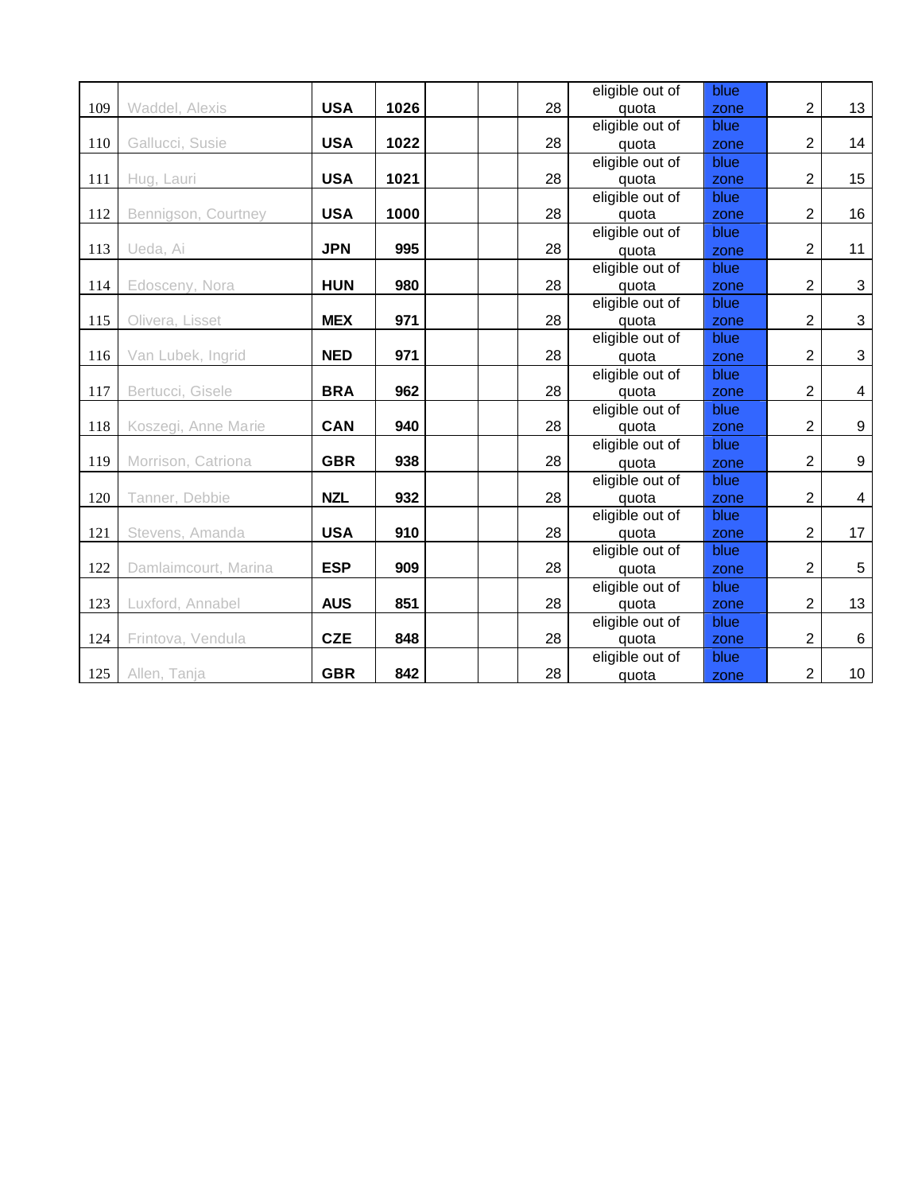| | | | | | | | | | | |
|---|---|---|---|---|---|---|---|---|---|---|
| 109 | Waddel, Alexis | **USA** | **1026** | | | 28 | eligible out of quota | blue zone | 2 | 13 |
| 110 | Gallucci, Susie | **USA** | **1022** | | | 28 | eligible out of quota | blue zone | 2 | 14 |
| 111 | Hug, Lauri | **USA** | **1021** | | | 28 | eligible out of quota | blue zone | 2 | 15 |
| 112 | Bennigson, Courtney | **USA** | **1000** | | | 28 | eligible out of quota | blue zone | 2 | 16 |
| 113 | Ueda, Ai | **JPN** | **995** | | | 28 | eligible out of quota | blue zone | 2 | 11 |
| 114 | Edosceny, Nora | **HUN** | **980** | | | 28 | eligible out of quota | blue zone | 2 | 3 |
| 115 | Olivera, Lisset | **MEX** | **971** | | | 28 | eligible out of quota | blue zone | 2 | 3 |
| 116 | Van Lubek, Ingrid | **NED** | **971** | | | 28 | eligible out of quota | blue zone | 2 | 3 |
| 117 | Bertucci, Gisele | **BRA** | **962** | | | 28 | eligible out of quota | blue zone | 2 | 4 |
| 118 | Koszegi, Anne Marie | **CAN** | **940** | | | 28 | eligible out of quota | blue zone | 2 | 9 |
| 119 | Morrison, Catriona | **GBR** | **938** | | | 28 | eligible out of quota | blue zone | 2 | 9 |
| 120 | Tanner, Debbie | **NZL** | **932** | | | 28 | eligible out of quota | blue zone | 2 | 4 |
| 121 | Stevens, Amanda | **USA** | **910** | | | 28 | eligible out of quota | blue zone | 2 | 17 |
| 122 | Damlaimcourt, Marina | **ESP** | **909** | | | 28 | eligible out of quota | blue zone | 2 | 5 |
| 123 | Luxford, Annabel | **AUS** | **851** | | | 28 | eligible out of quota | blue zone | 2 | 13 |
| 124 | Frintova, Vendula | **CZE** | **848** | | | 28 | eligible out of quota | blue zone | 2 | 6 |
| 125 | Allen, Tanja | **GBR** | **842** | | | 28 | eligible out of quota | blue zone | 2 | 10 |